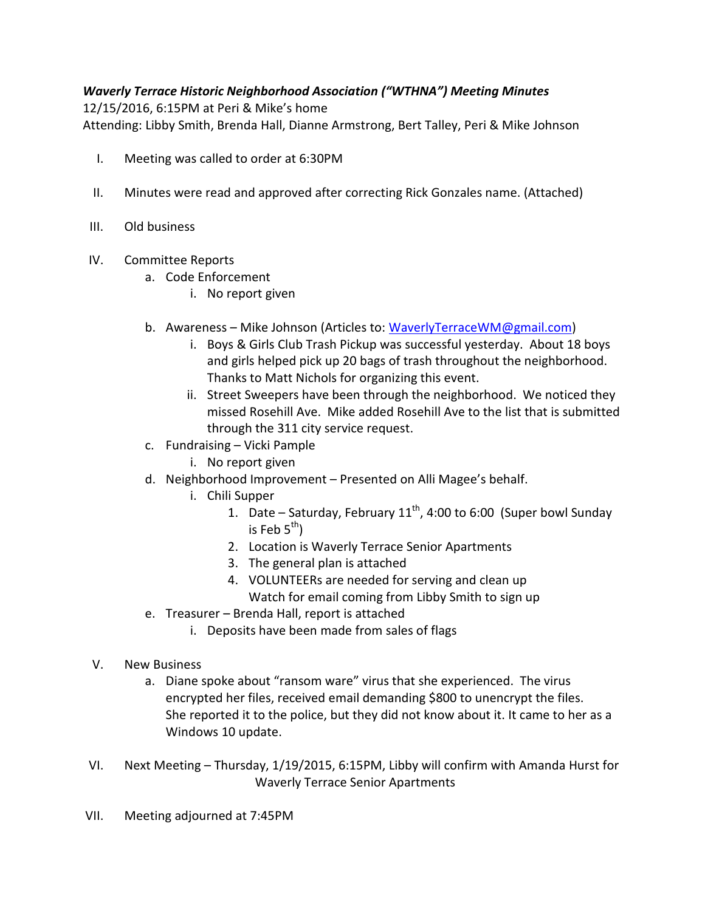***Waverly Terrace Historic Neighborhood Association ("WTHNA") Meeting Minutes***

12/15/2016, 6:15PM at Peri & Mike's home

Attending: Libby Smith, Brenda Hall, Dianne Armstrong, Bert Talley, Peri & Mike Johnson

I. Meeting was called to order at 6:30PM

II. Minutes were read and approved after correcting Rick Gonzales name. (Attached)

III. Old business

IV. Committee Reports
   a. Code Enforcement
      i. No report given
   b. Awareness – Mike Johnson (Articles to: WaverlyTerraceWM@gmail.com)
      i. Boys & Girls Club Trash Pickup was successful yesterday. About 18 boys and girls helped pick up 20 bags of trash throughout the neighborhood. Thanks to Matt Nichols for organizing this event.
      ii. Street Sweepers have been through the neighborhood. We noticed they missed Rosehill Ave. Mike added Rosehill Ave to the list that is submitted through the 311 city service request.
   c. Fundraising – Vicki Pample
      i. No report given
   d. Neighborhood Improvement – Presented on Alli Magee's behalf.
      i. Chili Supper
         1. Date – Saturday, February 11th, 4:00 to 6:00 (Super bowl Sunday is Feb 5th)
         2. Location is Waverly Terrace Senior Apartments
         3. The general plan is attached
         4. VOLUNTEERs are needed for serving and clean up
            Watch for email coming from Libby Smith to sign up
   e. Treasurer – Brenda Hall, report is attached
      i. Deposits have been made from sales of flags

V. New Business
   a. Diane spoke about "ransom ware" virus that she experienced. The virus encrypted her files, received email demanding $800 to unencrypt the files. She reported it to the police, but they did not know about it. It came to her as a Windows 10 update.

VI. Next Meeting – Thursday, 1/19/2015, 6:15PM, Libby will confirm with Amanda Hurst for Waverly Terrace Senior Apartments

VII. Meeting adjourned at 7:45PM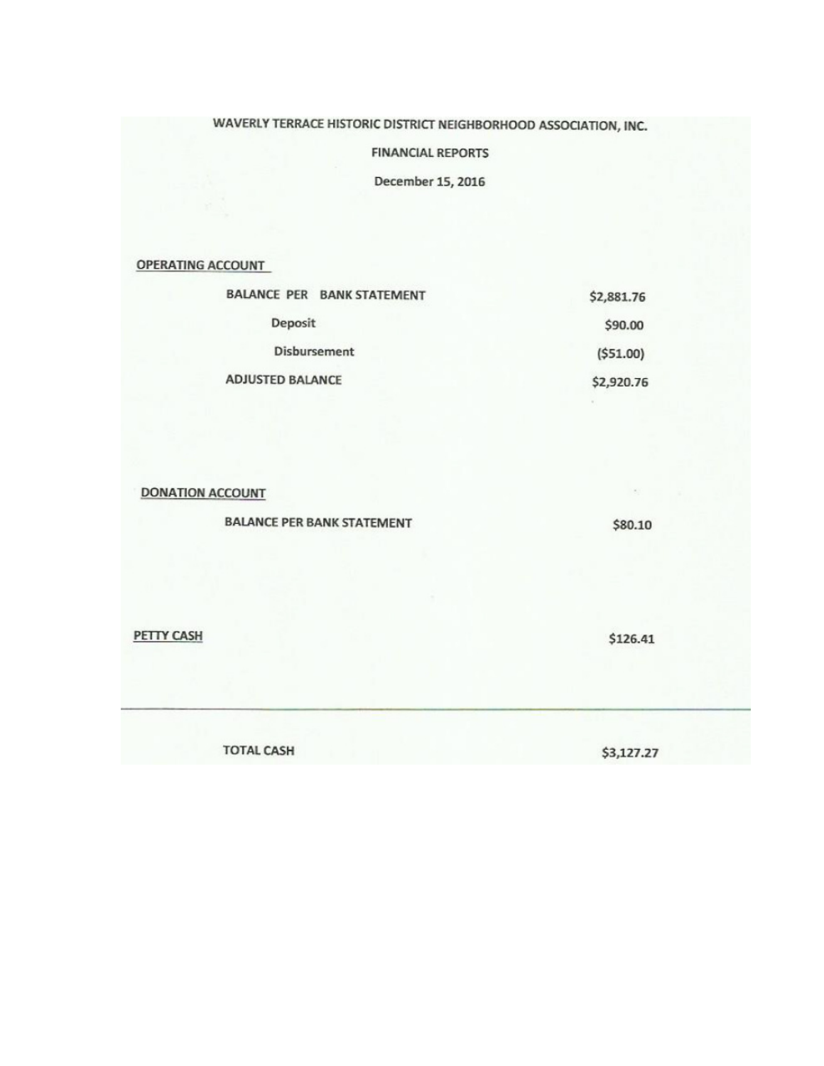# WAVERLY TERRACE HISTORIC DISTRICT NEIGHBORHOOD ASSOCIATION, INC.

## FINANCIAL REPORTS

December 15, 2016

### OPERATING ACCOUNT

| | |
|---|---|
| BALANCE PER BANK STATEMENT | $2,881.76 |
| Deposit | $90.00 |
| Disbursement | ($51.00) |
| ADJUSTED BALANCE | $2,920.76 |

### DONATION ACCOUNT

| | |
|---|---|
| BALANCE PER BANK STATEMENT | $80.10 |

### PETTY CASH

| | |
|---|---|
| PETTY CASH | $126.41 |

---

| | |
|---|---|
| TOTAL CASH | $3,127.27 |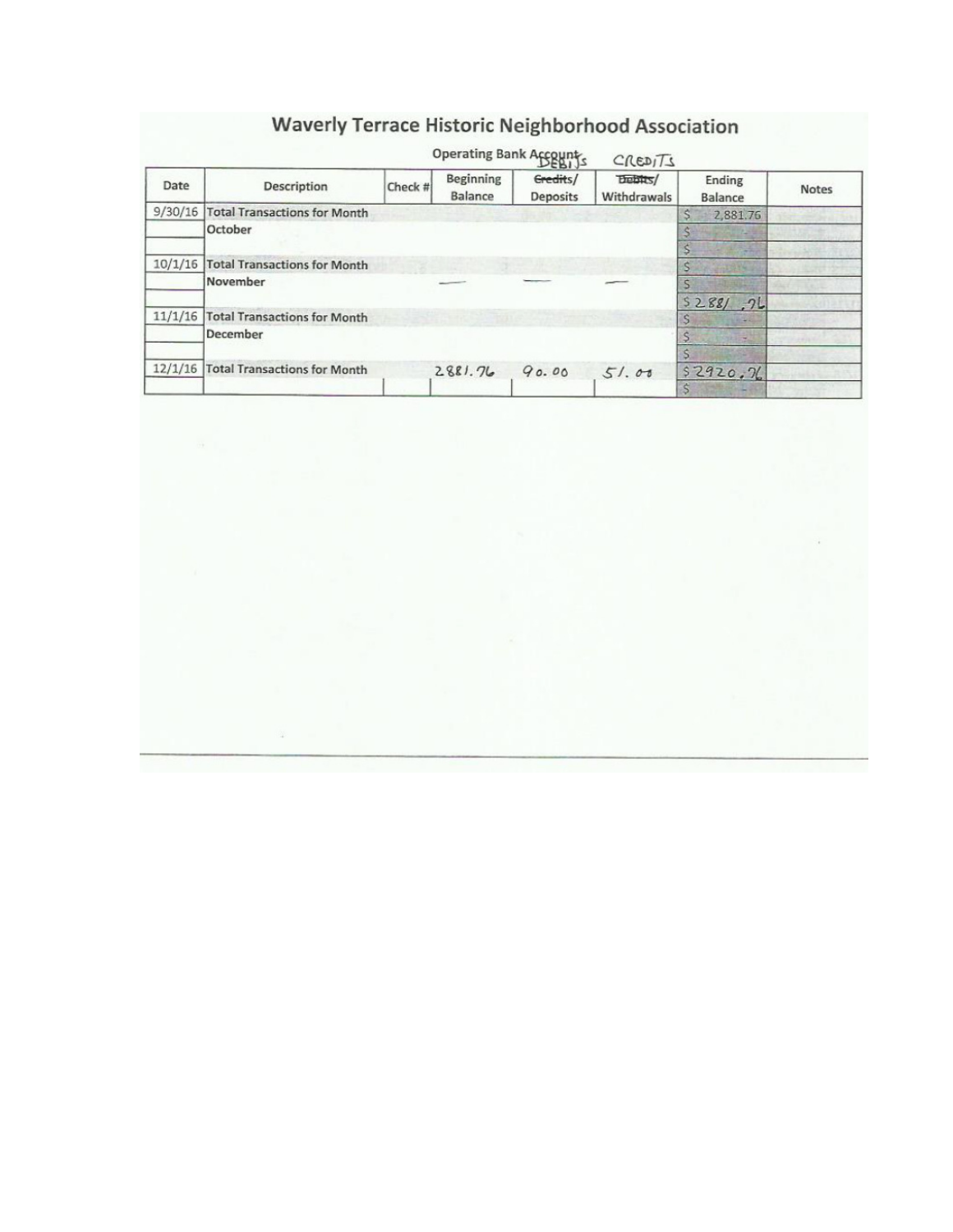# Waverly Terrace Historic Neighborhood Association

Operating Bank Account

| Date | Description | Check # | Beginning Balance | ~~Credits~~ DEBITS/ Deposits | ~~Debits~~ CREDITS/ Withdrawals | Ending Balance | Notes |
|---|---|---|---|---|---|---|---|
| 9/30/16 | Total Transactions for Month | | | | | $ 2,881.76 | |
| | October | | | | | $ | |
| | | | | | | $ - | |
| 10/1/16 | Total Transactions for Month | | | | | $ | |
| | November | | — | — | — | $ | |
| | | | | | | $ 2881.76 | |
| 11/1/16 | Total Transactions for Month | | | | | $ - | |
| | December | | | | | $ - | |
| | | | | | | $ | |
| 12/1/16 | Total Transactions for Month | | 2881.76 | 90.00 | 51.00 | $ 2920.76 | |
| | | | | | | $ - | |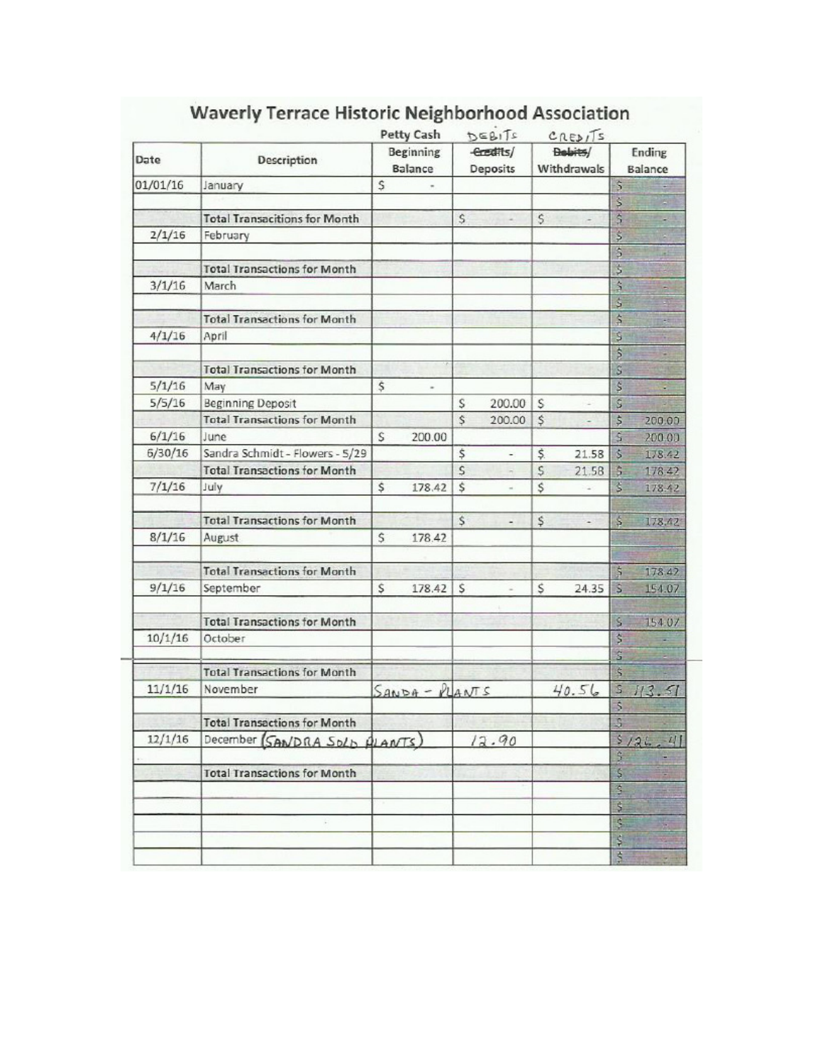# Waverly Terrace Historic Neighborhood Association

| Date | Description | Petty Cash Beginning Balance | DEBITS ~~Credits~~/ Deposits | CREDITS ~~Debits~~/ Withdrawals | Ending Balance |
|---|---|---|---|---|---|
| 01/01/16 | January | $ - | | | $ - |
| | | | | | $ - |
| | Total Transacitions for Month | | $ - | $ - | $ - |
| 2/1/16 | February | | | | $ - |
| | | | | | $ - |
| | Total Transactions for Month | | | | $ - |
| 3/1/16 | March | | | | $ - |
| | | | | | $ - |
| | Total Transactions for Month | | | | $ - |
| 4/1/16 | April | | | | $ - |
| | | | | | $ - |
| | Total Transactions for Month | | | | $ - |
| 5/1/16 | May | $ - | | | $ - |
| 5/5/16 | Beginning Deposit | | $ 200.00 | $ - | $ - |
| | Total Transactions for Month | | $ 200.00 | $ - | $ 200.00 |
| 6/1/16 | June | $ 200.00 | | | $ 200.00 |
| 6/30/16 | Sandra Schmidt - Flowers - 5/29 | | $ - | $ 21.58 | $ 178.42 |
| | Total Transactions for Month | | $ - | $ 21.58 | $ 178.42 |
| 7/1/16 | July | $ 178.42 | $ - | $ - | $ 178.42 |
| | | | | | |
| | Total Transactions for Month | | $ - | $ - | $ 178.42 |
| 8/1/16 | August | $ 178.42 | | | |
| | | | | | |
| | Total Transactions for Month | | | | $ 178.42 |
| 9/1/16 | September | $ 178.42 | $ - | $ 24.35 | $ 154.07 |
| | | | | | |
| | Total Transactions for Month | | | | $ 154.07 |
| 10/1/16 | October | | | | $ - |
| | | | | | $ - |
| | Total Transactions for Month | | | | $ - |
| 11/1/16 | November | SANDA - PLANTS | | 40.56 | $ 113.51 |
| | | | | | $ - |
| | Total Transactions for Month | | | | $ - |
| 12/1/16 | December (SANDRA SOLD PLANTS) | | 12.90 | | $ 126.41 |
| | | | | | $ - |
| | Total Transactions for Month | | | | $ - |
| | | | | | $ - |
| | | | | | $ - |
| | | | | | $ - |
| | | | | | $ - |
| | | | | | $ - |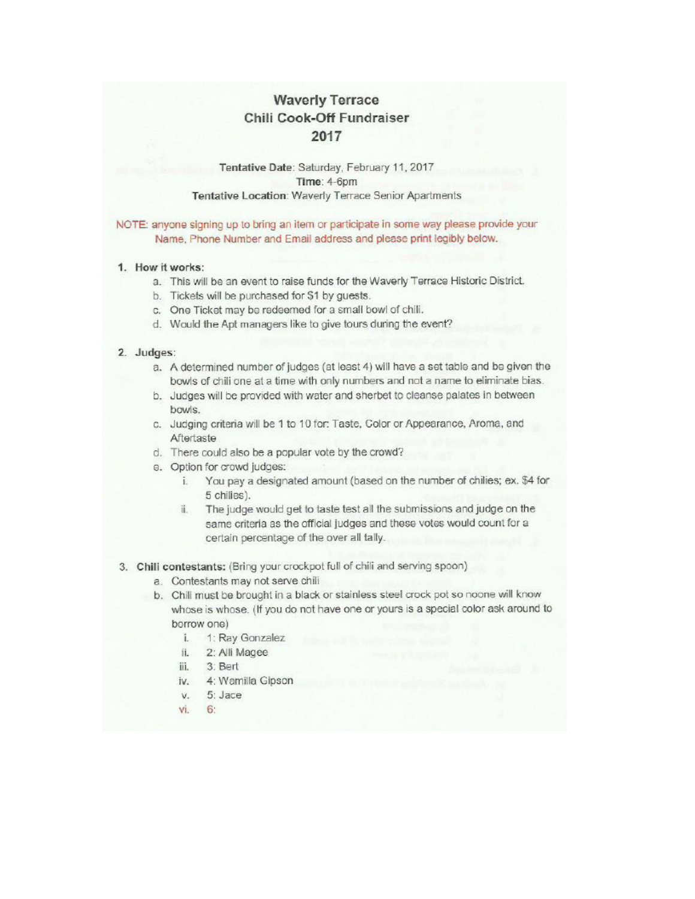# Waverly Terrace
## Chili Cook-Off Fundraiser
## 2017

**Tentative Date**: Saturday, February 11, 2017

**Time**: 4-6pm

**Tentative Location**: Waverly Terrace Senior Apartments

NOTE: anyone signing up to bring an item or participate in some way please provide your Name, Phone Number and Email address and please print legibly below.

1. **How it works:**
   a. This will be an event to raise funds for the Waverly Terrace Historic District.
   b. Tickets will be purchased for $1 by guests.
   c. One Ticket may be redeemed for a small bowl of chili.
   d. Would the Apt managers like to give tours during the event?

2. **Judges**:
   a. A determined number of judges (at least 4) will have a set table and be given the bowls of chili one at a time with only numbers and not a name to eliminate bias.
   b. Judges will be provided with water and sherbet to cleanse palates in between bowls.
   c. Judging criteria will be 1 to 10 for: Taste, Color or Appearance, Aroma, and Aftertaste
   d. There could also be a popular vote by the crowd?
   e. Option for crowd judges:
      i. You pay a designated amount (based on the number of chilies; ex. $4 for 5 chilies).
      ii. The judge would get to taste test all the submissions and judge on the same criteria as the official judges and these votes would count for a certain percentage of the over all tally.

3. **Chili contestants:** (Bring your crockpot full of chili and serving spoon)
   a. Contestants may not serve chili
   b. Chili must be brought in a black or stainless steel crock pot so noone will know whose is whose. (If you do not have one or yours is a special color ask around to borrow one)
      i. 1: Ray Gonzalez
      ii. 2: Alli Magee
      iii. 3: Bert
      iv. 4: Wamilla Gipson
      v. 5: Jace
      vi. 6: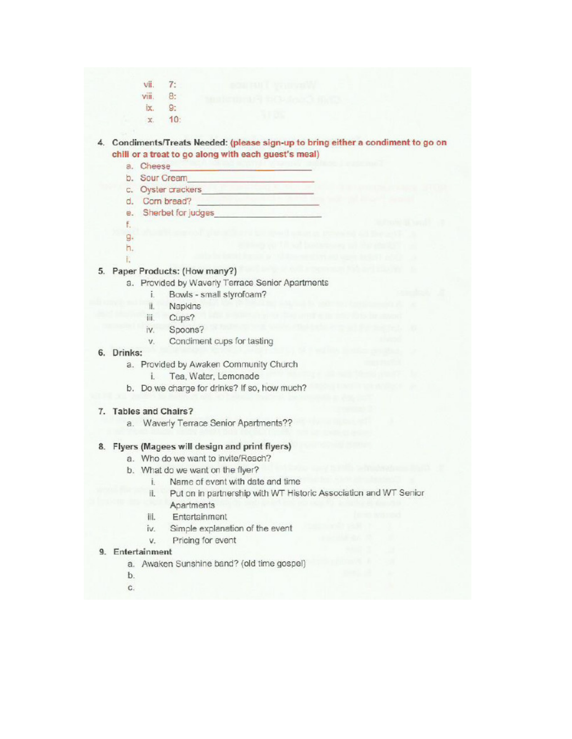vii. 7:
viii. 8:
ix. 9:
x. 10:

4. **Condiments/Treats Needed: (please sign-up to bring either a condiment to go on chili or a treat to go along with each guest's meal)**
   a. Cheese________________________
   b. Sour Cream______________________
   c. Oyster crackers____________________
   d. Corn bread? ______________________
   e. Sherbet for judges____________________
   f.
   g.
   h.
   i.

5. **Paper Products: (How many?)**
   a. Provided by Waverly Terrace Senior Apartments
      i. Bowls - small styrofoam?
      ii. Napkins
      iii. Cups?
      iv. Spoons?
      v. Condiment cups for tasting

6. **Drinks:**
   a. Provided by Awaken Community Church
      i. Tea, Water, Lemonade
   b. Do we charge for drinks? If so, how much?

7. **Tables and Chairs?**
   a. Waverly Terrace Senior Apartments??

8. **Flyers (Magees will design and print flyers)**
   a. Who do we want to invite/Reach?
   b. What do we want on the flyer?
      i. Name of event with date and time
      ii. Put on in partnership with WT Historic Association and WT Senior Apartments
      iii. Entertainment
      iv. Simple explanation of the event
      v. Pricing for event

9. **Entertainment**
   a. Awaken Sunshine band? (old time gospel)
   b.
   c.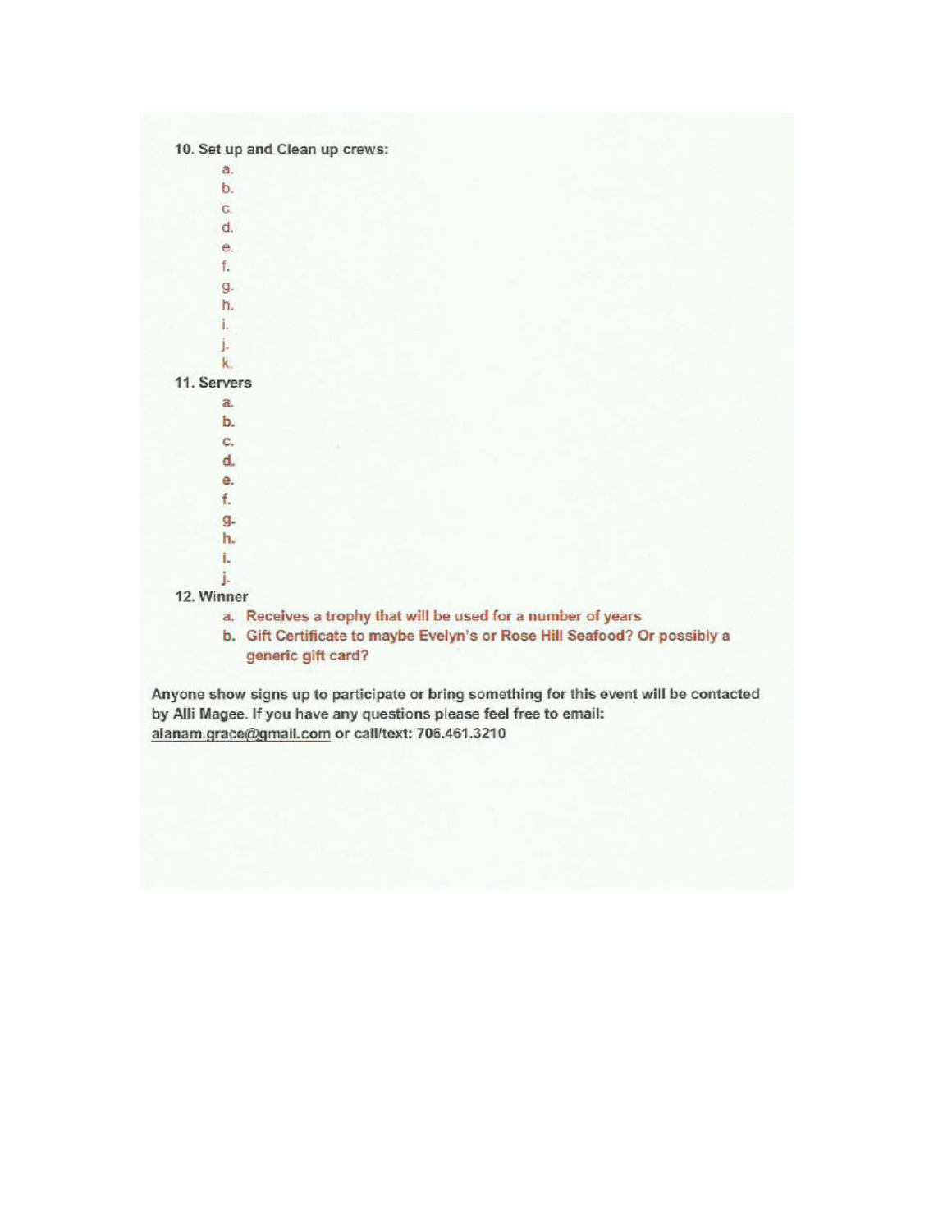10. Set up and Clean up crews:
    a.
    b.
    c.
    d.
    e.
    f.
    g.
    h.
    i.
    j.
    k.
11. Servers
    a.
    b.
    c.
    d.
    e.
    f.
    g.
    h.
    i.
    j.
12. Winner
    a. Receives a trophy that will be used for a number of years
    b. Gift Certificate to maybe Evelyn's or Rose Hill Seafood? Or possibly a generic gift card?

**Anyone show signs up to participate or bring something for this event will be contacted by Alli Magee. If you have any questions please feel free to email: alanam.grace@gmail.com or call/text: 706.461.3210**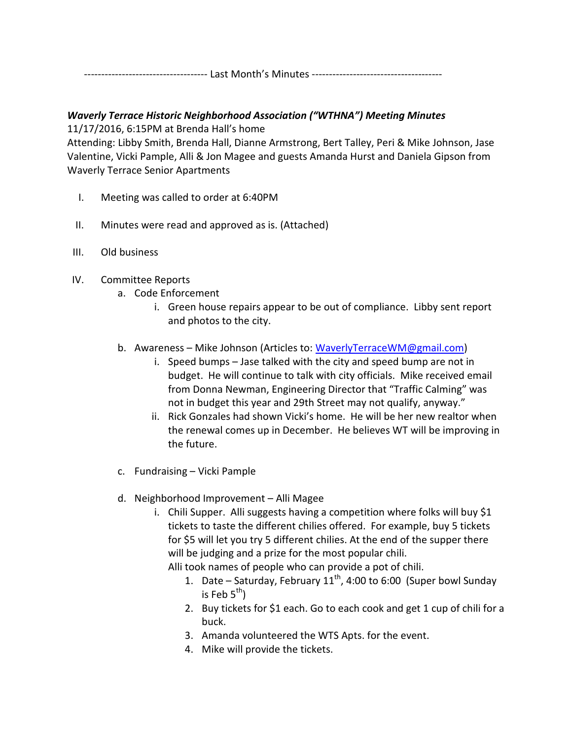------------------------------------ Last Month's Minutes --------------------------------------

***Waverly Terrace Historic Neighborhood Association ("WTHNA") Meeting Minutes***

11/17/2016, 6:15PM at Brenda Hall's home

Attending: Libby Smith, Brenda Hall, Dianne Armstrong, Bert Talley, Peri & Mike Johnson, Jase Valentine, Vicki Pample, Alli & Jon Magee and guests Amanda Hurst and Daniela Gipson from Waverly Terrace Senior Apartments

I. Meeting was called to order at 6:40PM

II. Minutes were read and approved as is. (Attached)

III. Old business

IV. Committee Reports
   a. Code Enforcement
      i. Green house repairs appear to be out of compliance. Libby sent report and photos to the city.

   b. Awareness – Mike Johnson (Articles to: [WaverlyTerraceWM@gmail.com](mailto:WaverlyTerraceWM@gmail.com))
      i. Speed bumps – Jase talked with the city and speed bump are not in budget. He will continue to talk with city officials. Mike received email from Donna Newman, Engineering Director that "Traffic Calming" was not in budget this year and 29th Street may not qualify, anyway."
      ii. Rick Gonzales had shown Vicki's home. He will be her new realtor when the renewal comes up in December. He believes WT will be improving in the future.

   c. Fundraising – Vicki Pample

   d. Neighborhood Improvement – Alli Magee
      i. Chili Supper. Alli suggests having a competition where folks will buy $1 tickets to taste the different chilies offered. For example, buy 5 tickets for $5 will let you try 5 different chilies. At the end of the supper there will be judging and a prize for the most popular chili.
      Alli took names of people who can provide a pot of chili.
         1. Date – Saturday, February 11th, 4:00 to 6:00 (Super bowl Sunday is Feb 5th)
         2. Buy tickets for $1 each. Go to each cook and get 1 cup of chili for a buck.
         3. Amanda volunteered the WTS Apts. for the event.
         4. Mike will provide the tickets.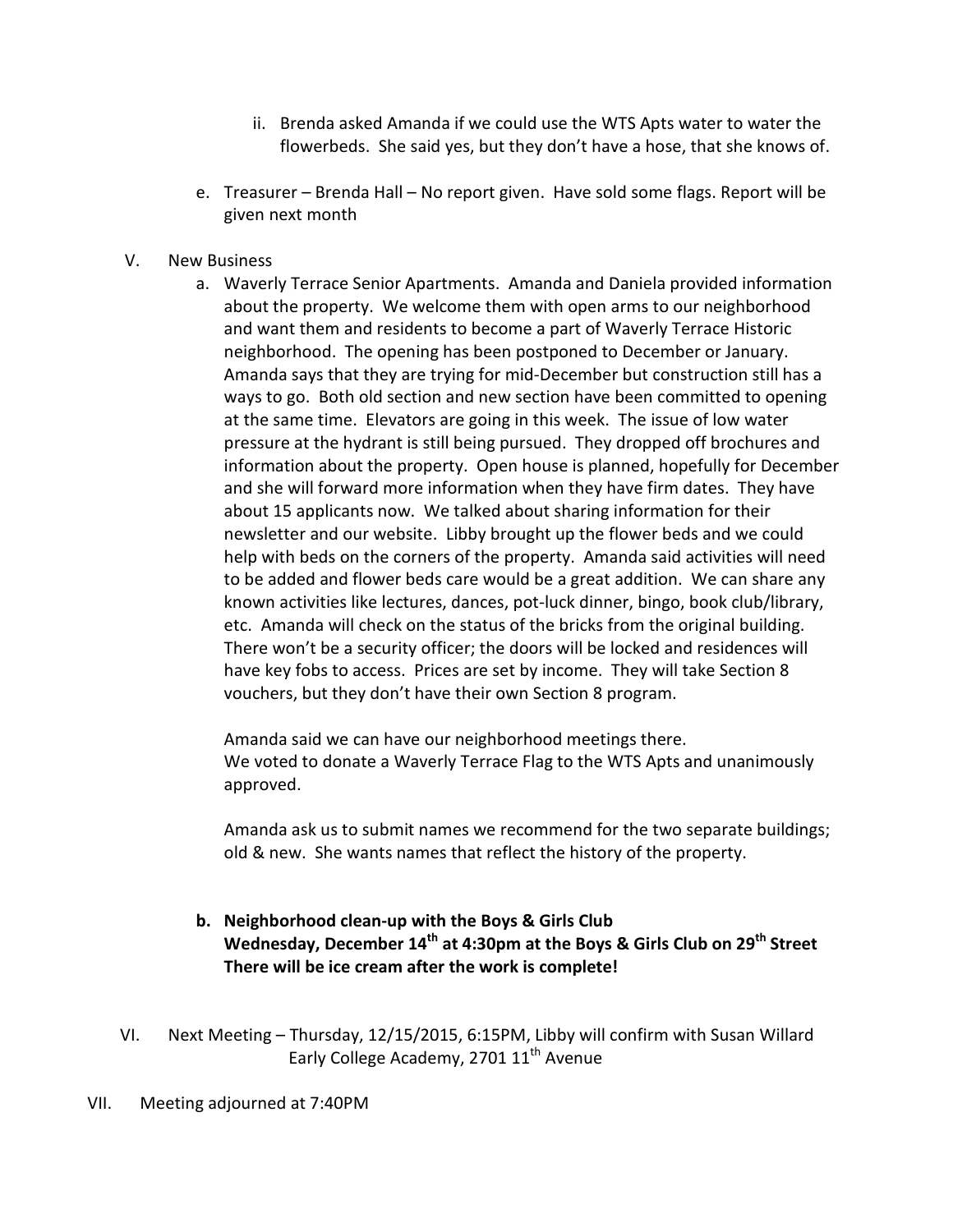ii. Brenda asked Amanda if we could use the WTS Apts water to water the flowerbeds. She said yes, but they don't have a hose, that she knows of.

e. Treasurer – Brenda Hall – No report given. Have sold some flags. Report will be given next month

V. New Business

a. Waverly Terrace Senior Apartments. Amanda and Daniela provided information about the property. We welcome them with open arms to our neighborhood and want them and residents to become a part of Waverly Terrace Historic neighborhood. The opening has been postponed to December or January. Amanda says that they are trying for mid-December but construction still has a ways to go. Both old section and new section have been committed to opening at the same time. Elevators are going in this week. The issue of low water pressure at the hydrant is still being pursued. They dropped off brochures and information about the property. Open house is planned, hopefully for December and she will forward more information when they have firm dates. They have about 15 applicants now. We talked about sharing information for their newsletter and our website. Libby brought up the flower beds and we could help with beds on the corners of the property. Amanda said activities will need to be added and flower beds care would be a great addition. We can share any known activities like lectures, dances, pot-luck dinner, bingo, book club/library, etc. Amanda will check on the status of the bricks from the original building. There won't be a security officer; the doors will be locked and residences will have key fobs to access. Prices are set by income. They will take Section 8 vouchers, but they don't have their own Section 8 program.

Amanda said we can have our neighborhood meetings there.
We voted to donate a Waverly Terrace Flag to the WTS Apts and unanimously approved.

Amanda ask us to submit names we recommend for the two separate buildings; old & new. She wants names that reflect the history of the property.

**b. Neighborhood clean-up with the Boys & Girls Club**
**Wednesday, December 14th at 4:30pm at the Boys & Girls Club on 29th Street**
**There will be ice cream after the work is complete!**

VI. Next Meeting – Thursday, 12/15/2015, 6:15PM, Libby will confirm with Susan Willard
Early College Academy, 2701 11th Avenue

VII. Meeting adjourned at 7:40PM